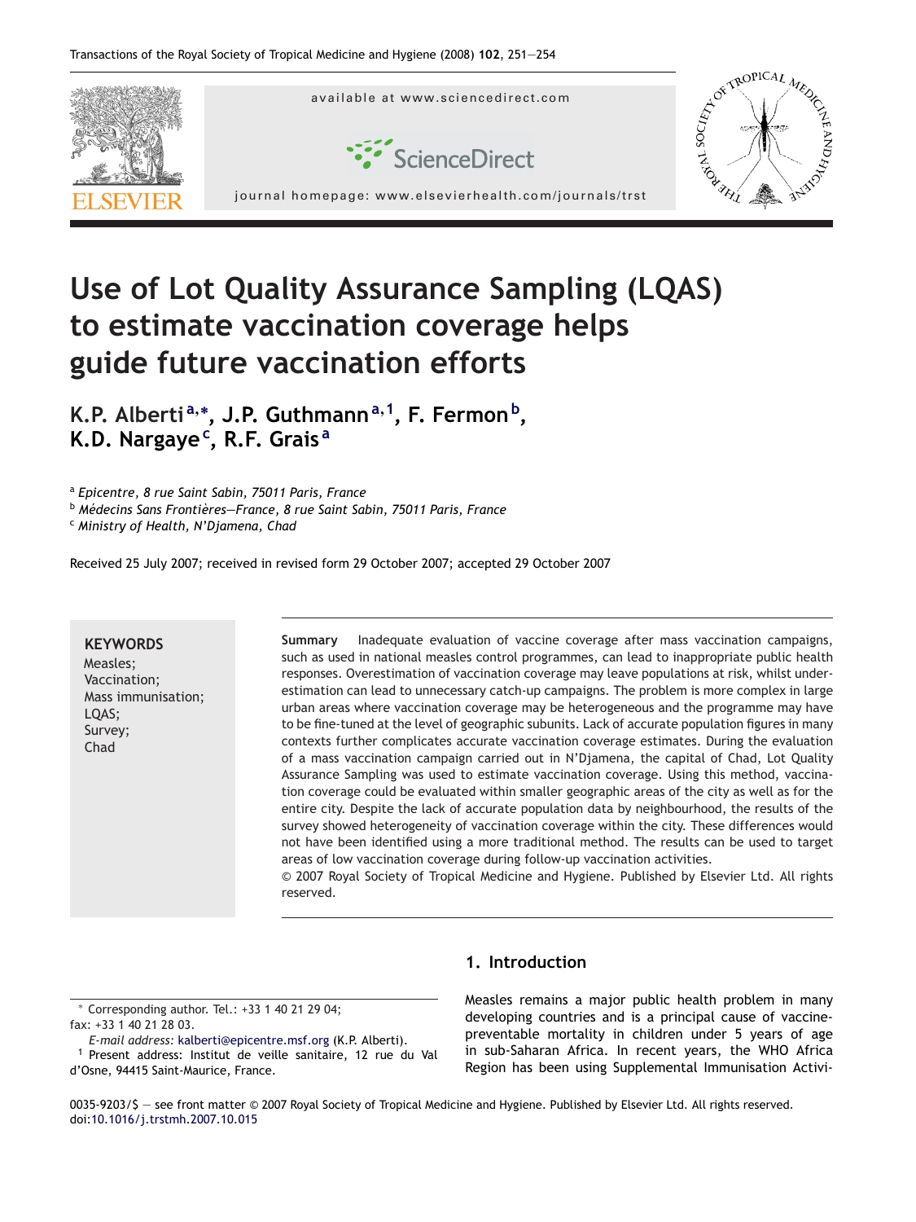# Use of Lot Quality Assurance Sampling (LQAS) to estimate vaccination coverage helps guide future vaccination efforts

**K.P. Alberti [a,*], J.P. Guthmann [a,1], F. Fermon [b], K.D. Nargaye [c], R.F. Grais [a]**

[a] *Epicentre, 8 rue Saint Sabin, 75011 Paris, France*
[b] *Médecins Sans Frontières—France, 8 rue Saint Sabin, 75011 Paris, France*
[c] *Ministry of Health, N'Djamena, Chad*

Received 25 July 2007; received in revised form 29 October 2007; accepted 29 October 2007

**KEYWORDS**
Measles;
Vaccination;
Mass immunisation;
LQAS;
Survey;
Chad

**Summary** Inadequate evaluation of vaccine coverage after mass vaccination campaigns, such as used in national measles control programmes, can lead to inappropriate public health responses. Overestimation of vaccination coverage may leave populations at risk, whilst underestimation can lead to unnecessary catch-up campaigns. The problem is more complex in large urban areas where vaccination coverage may be heterogeneous and the programme may have to be fine-tuned at the level of geographic subunits. Lack of accurate population figures in many contexts further complicates accurate vaccination coverage estimates. During the evaluation of a mass vaccination campaign carried out in N'Djamena, the capital of Chad, Lot Quality Assurance Sampling was used to estimate vaccination coverage. Using this method, vaccination coverage could be evaluated within smaller geographic areas of the city as well as for the entire city. Despite the lack of accurate population data by neighbourhood, the results of the survey showed heterogeneity of vaccination coverage within the city. These differences would not have been identified using a more traditional method. The results can be used to target areas of low vaccination coverage during follow-up vaccination activities.
© 2007 Royal Society of Tropical Medicine and Hygiene. Published by Elsevier Ltd. All rights reserved.

## 1. Introduction

Measles remains a major public health problem in many developing countries and is a principal cause of vaccine-preventable mortality in children under 5 years of age in sub-Saharan Africa. In recent years, the WHO Africa Region has been using Supplemental Immunisation Activi-

* Corresponding author. Tel.: +33 1 40 21 29 04; fax: +33 1 40 21 28 03.
*E-mail address:* kalberti@epicentre.msf.org (K.P. Alberti).
[1] Present address: Institut de veille sanitaire, 12 rue du Val d'Osne, 94415 Saint-Maurice, France.

0035-9203/$ — see front matter © 2007 Royal Society of Tropical Medicine and Hygiene. Published by Elsevier Ltd. All rights reserved.
doi:10.1016/j.trstmh.2007.10.015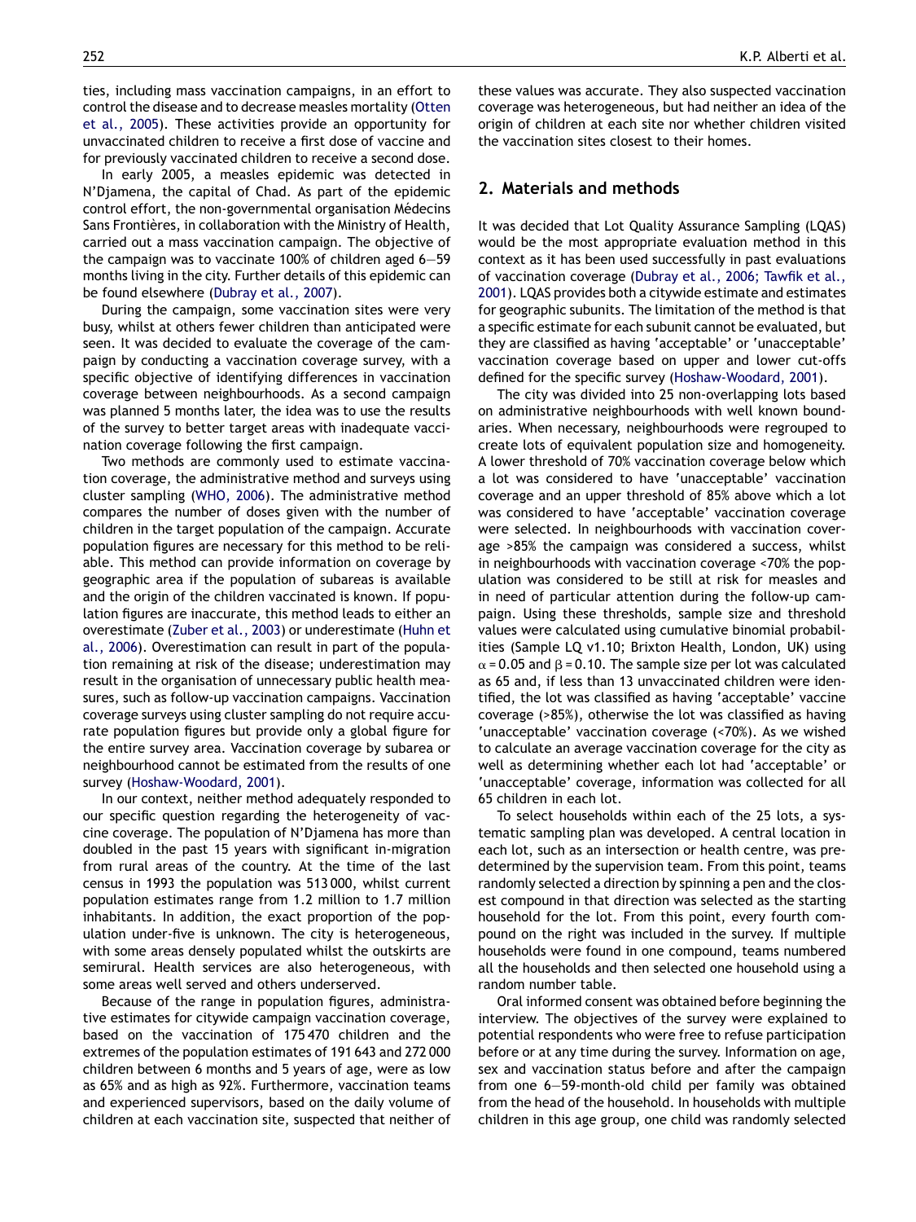ties, including mass vaccination campaigns, in an effort to control the disease and to decrease measles mortality (Otten et al., 2005). These activities provide an opportunity for unvaccinated children to receive a first dose of vaccine and for previously vaccinated children to receive a second dose.

In early 2005, a measles epidemic was detected in N'Djamena, the capital of Chad. As part of the epidemic control effort, the non-governmental organisation Médecins Sans Frontières, in collaboration with the Ministry of Health, carried out a mass vaccination campaign. The objective of the campaign was to vaccinate 100% of children aged 6—59 months living in the city. Further details of this epidemic can be found elsewhere (Dubray et al., 2007).

During the campaign, some vaccination sites were very busy, whilst at others fewer children than anticipated were seen. It was decided to evaluate the coverage of the campaign by conducting a vaccination coverage survey, with a specific objective of identifying differences in vaccination coverage between neighbourhoods. As a second campaign was planned 5 months later, the idea was to use the results of the survey to better target areas with inadequate vaccination coverage following the first campaign.

Two methods are commonly used to estimate vaccination coverage, the administrative method and surveys using cluster sampling (WHO, 2006). The administrative method compares the number of doses given with the number of children in the target population of the campaign. Accurate population figures are necessary for this method to be reliable. This method can provide information on coverage by geographic area if the population of subareas is available and the origin of the children vaccinated is known. If population figures are inaccurate, this method leads to either an overestimate (Zuber et al., 2003) or underestimate (Huhn et al., 2006). Overestimation can result in part of the population remaining at risk of the disease; underestimation may result in the organisation of unnecessary public health measures, such as follow-up vaccination campaigns. Vaccination coverage surveys using cluster sampling do not require accurate population figures but provide only a global figure for the entire survey area. Vaccination coverage by subarea or neighbourhood cannot be estimated from the results of one survey (Hoshaw-Woodard, 2001).

In our context, neither method adequately responded to our specific question regarding the heterogeneity of vaccine coverage. The population of N'Djamena has more than doubled in the past 15 years with significant in-migration from rural areas of the country. At the time of the last census in 1993 the population was 513 000, whilst current population estimates range from 1.2 million to 1.7 million inhabitants. In addition, the exact proportion of the population under-five is unknown. The city is heterogeneous, with some areas densely populated whilst the outskirts are semirural. Health services are also heterogeneous, with some areas well served and others underserved.

Because of the range in population figures, administrative estimates for citywide campaign vaccination coverage, based on the vaccination of 175 470 children and the extremes of the population estimates of 191 643 and 272 000 children between 6 months and 5 years of age, were as low as 65% and as high as 92%. Furthermore, vaccination teams and experienced supervisors, based on the daily volume of children at each vaccination site, suspected that neither of these values was accurate. They also suspected vaccination coverage was heterogeneous, but had neither an idea of the origin of children at each site nor whether children visited the vaccination sites closest to their homes.

## 2. Materials and methods

It was decided that Lot Quality Assurance Sampling (LQAS) would be the most appropriate evaluation method in this context as it has been used successfully in past evaluations of vaccination coverage (Dubray et al., 2006; Tawfik et al., 2001). LQAS provides both a citywide estimate and estimates for geographic subunits. The limitation of the method is that a specific estimate for each subunit cannot be evaluated, but they are classified as having 'acceptable' or 'unacceptable' vaccination coverage based on upper and lower cut-offs defined for the specific survey (Hoshaw-Woodard, 2001).

The city was divided into 25 non-overlapping lots based on administrative neighbourhoods with well known boundaries. When necessary, neighbourhoods were regrouped to create lots of equivalent population size and homogeneity. A lower threshold of 70% vaccination coverage below which a lot was considered to have 'unacceptable' vaccination coverage and an upper threshold of 85% above which a lot was considered to have 'acceptable' vaccination coverage were selected. In neighbourhoods with vaccination coverage >85% the campaign was considered a success, whilst in neighbourhoods with vaccination coverage <70% the population was considered to be still at risk for measles and in need of particular attention during the follow-up campaign. Using these thresholds, sample size and threshold values were calculated using cumulative binomial probabilities (Sample LQ v1.10; Brixton Health, London, UK) using $\alpha = 0.05$ and $\beta = 0.10$. The sample size per lot was calculated as 65 and, if less than 13 unvaccinated children were identified, the lot was classified as having 'acceptable' vaccine coverage (>85%), otherwise the lot was classified as having 'unacceptable' coverage (<70%). As we wished to calculate an average vaccination coverage for the city as well as determining whether each lot had 'acceptable' or 'unacceptable' coverage, information was collected for all 65 children in each lot.

To select households within each of the 25 lots, a systematic sampling plan was developed. A central location in each lot, such as an intersection or health centre, was predetermined by the supervision team. From this point, teams randomly selected a direction by spinning a pen and the closest compound in that direction was selected as the starting household for the lot. From this point, every fourth compound on the right was included in the survey. If multiple households were found in one compound, teams numbered all the households and then selected one household using a random number table.

Oral informed consent was obtained before beginning the interview. The objectives of the survey were explained to potential respondents who were free to refuse participation before or at any time during the survey. Information on age, sex and vaccination status before and after the campaign from one 6—59-month-old child per family was obtained from the head of the household. In households with multiple children in this age group, one child was randomly selected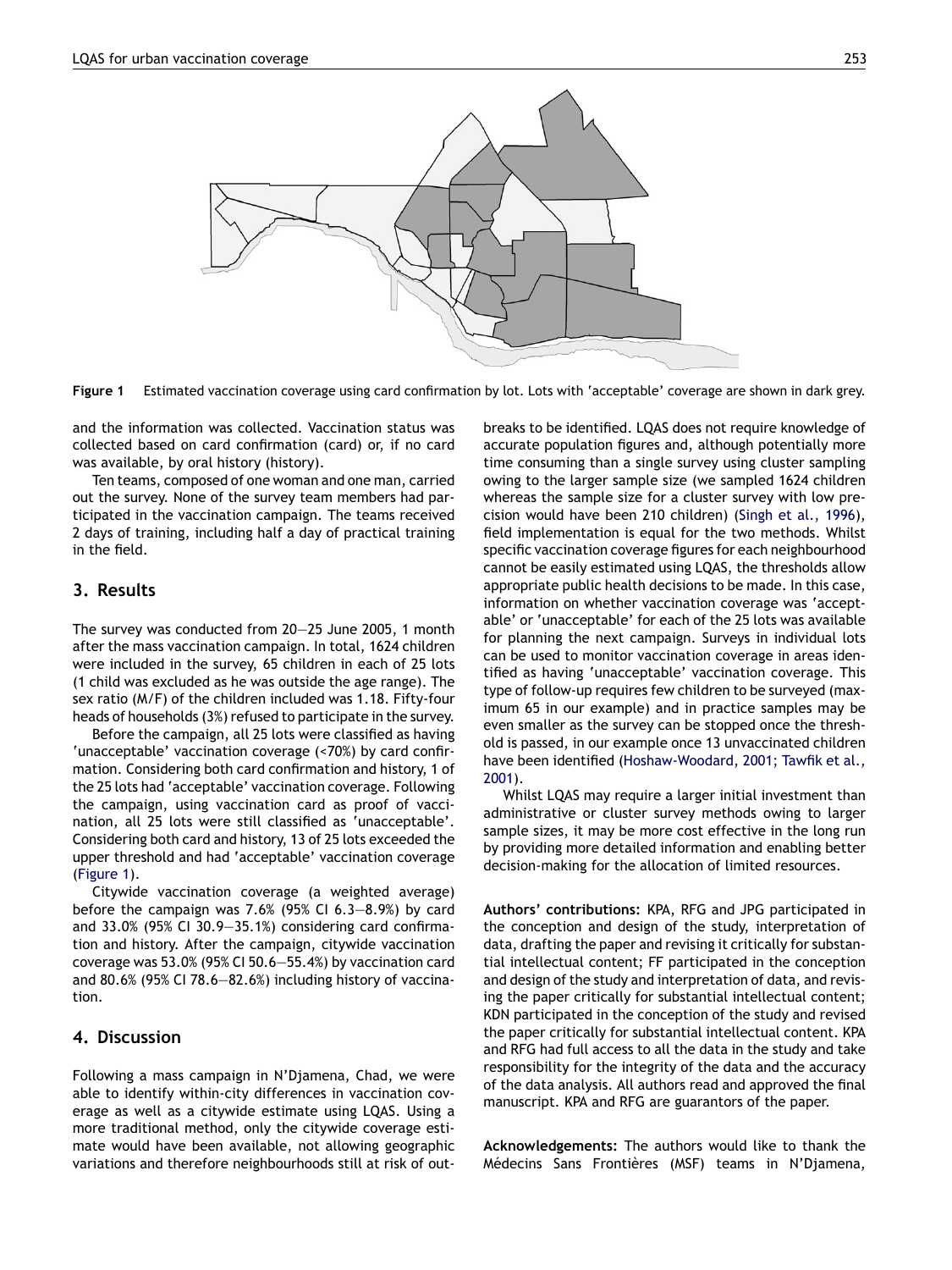Figure 1 Estimated vaccination coverage using card confirmation by lot. Lots with 'acceptable' coverage are shown in dark grey.

and the information was collected. Vaccination status was collected based on card confirmation (card) or, if no card was available, by oral history (history).

Ten teams, composed of one woman and one man, carried out the survey. None of the survey team members had participated in the vaccination campaign. The teams received 2 days of training, including half a day of practical training in the field.

## 3. Results

The survey was conducted from 20–25 June 2005, 1 month after the mass vaccination campaign. In total, 1624 children were included in the survey, 65 children in each of 25 lots (1 child was excluded as he was outside the age range). The sex ratio (M/F) of the children included was 1.18. Fifty-four heads of households (3%) refused to participate in the survey.

Before the campaign, all 25 lots were classified as having 'unacceptable' vaccination coverage (<70%) by card confirmation. Considering both card confirmation and history, 1 of the 25 lots had 'acceptable' vaccination coverage. Following the campaign, using vaccination card as proof of vaccination, all 25 lots were still classified as 'unacceptable'. Considering both card and history, 13 of 25 lots exceeded the upper threshold and had 'acceptable' vaccination coverage (Figure 1).

Citywide vaccination coverage (a weighted average) before the campaign was 7.6% (95% CI 6.3–8.9%) by card and 33.0% (95% CI 30.9–35.1%) considering card confirmation and history. After the campaign, citywide vaccination coverage was 53.0% (95% CI 50.6–55.4%) by vaccination card and 80.6% (95% CI 78.6–82.6%) including history of vaccination.

## 4. Discussion

Following a mass campaign in N'Djamena, Chad, we were able to identify within-city differences in vaccination coverage as well as a citywide estimate using LQAS. Using a more traditional method, only the citywide coverage estimate would have been available, not allowing geographic variations and therefore neighbourhoods still at risk of outbreaks to be identified. LQAS does not require knowledge of accurate population figures and, although potentially more time consuming than a single survey using cluster sampling owing to the larger sample size (we sampled 1624 children whereas the sample size for a cluster survey with low precision would have been 210 children) (Singh et al., 1996), field implementation is equal for the two methods. Whilst specific vaccination coverage figures for each neighbourhood cannot be easily estimated using LQAS, the thresholds allow appropriate public health decisions to be made. In this case, information on whether vaccination coverage was 'acceptable' or 'unacceptable' for each of the 25 lots was available for planning the next campaign. Surveys in individual lots can be used to monitor vaccination coverage in areas identified as having 'unacceptable' vaccination coverage. This type of follow-up requires few children to be surveyed (maximum 65 in our example) and in practice samples may be even smaller as the survey can be stopped once the threshold is passed, in our example once 13 unvaccinated children have been identified (Hoshaw-Woodard, 2001; Tawfik et al., 2001).

Whilst LQAS may require a larger initial investment than administrative or cluster survey methods owing to larger sample sizes, it may be more cost effective in the long run by providing more detailed information and enabling better decision-making for the allocation of limited resources.

**Authors' contributions:** KPA, RFG and JPG participated in the conception and design of the study, interpretation of data, drafting the paper and revising it critically for substantial intellectual content; FF participated in the conception and design of the study and interpretation of data, and revising the paper critically for substantial intellectual content; KDN participated in the conception of the study and revised the paper critically for substantial intellectual content. KPA and RFG had full access to all the data in the study and take responsibility for the integrity of the data and the accuracy of the data analysis. All authors read and approved the final manuscript. KPA and RFG are guarantors of the paper.

**Acknowledgements:** The authors would like to thank the Médecins Sans Frontières (MSF) teams in N'Djamena,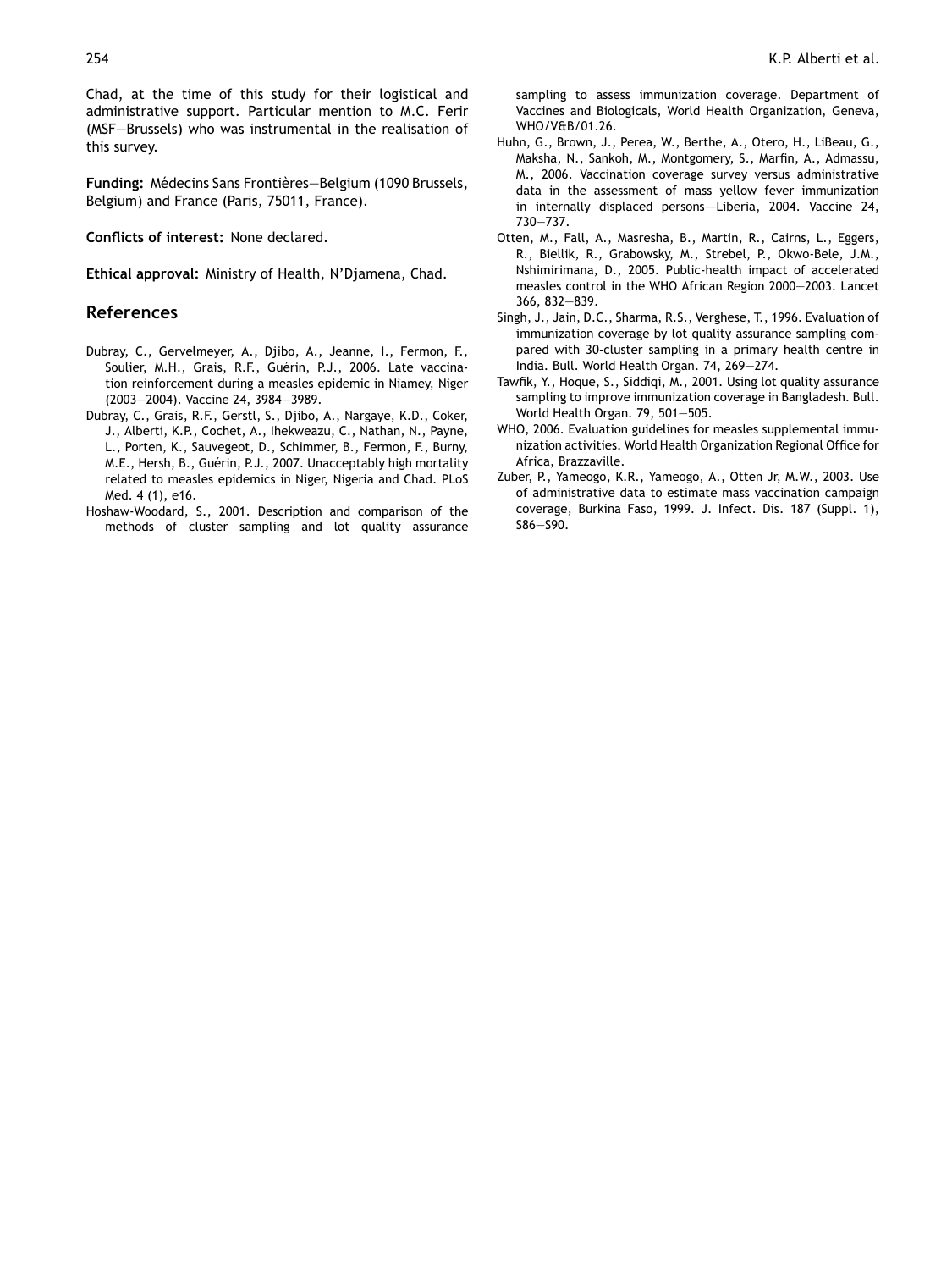Chad, at the time of this study for their logistical and administrative support. Particular mention to M.C. Ferir (MSF—Brussels) who was instrumental in the realisation of this survey.

**Funding:** Médecins Sans Frontières—Belgium (1090 Brussels, Belgium) and France (Paris, 75011, France).

**Conflicts of interest:** None declared.

**Ethical approval:** Ministry of Health, N'Djamena, Chad.

## References

Dubray, C., Gervelmeyer, A., Djibo, A., Jeanne, I., Fermon, F., Soulier, M.H., Grais, R.F., Guérin, P.J., 2006. Late vaccination reinforcement during a measles epidemic in Niamey, Niger (2003—2004). Vaccine 24, 3984—3989.

Dubray, C., Grais, R.F., Gerstl, S., Djibo, A., Nargaye, K.D., Coker, J., Alberti, K.P., Cochet, A., Ihekweazu, C., Nathan, N., Payne, L., Porten, K., Sauvegeot, D., Schimmer, B., Fermon, F., Burny, M.E., Hersh, B., Guérin, P.J., 2007. Unacceptably high mortality related to measles epidemics in Niger, Nigeria and Chad. PLoS Med. 4 (1), e16.

Hoshaw-Woodard, S., 2001. Description and comparison of the methods of cluster sampling and lot quality assurance sampling to assess immunization coverage. Department of Vaccines and Biologicals, World Health Organization, Geneva, WHO/V&B/01.26.

Huhn, G., Brown, J., Perea, W., Berthe, A., Otero, H., LiBeau, G., Maksha, N., Sankoh, M., Montgomery, S., Marfin, A., Admassu, M., 2006. Vaccination coverage survey versus administrative data in the assessment of mass yellow fever immunization in internally displaced persons—Liberia, 2004. Vaccine 24, 730—737.

Otten, M., Fall, A., Masresha, B., Martin, R., Cairns, L., Eggers, R., Biellik, R., Grabowsky, M., Strebel, P., Okwo-Bele, J.M., Nshimirimana, D., 2005. Public-health impact of accelerated measles control in the WHO African Region 2000—2003. Lancet 366, 832—839.

Singh, J., Jain, D.C., Sharma, R.S., Verghese, T., 1996. Evaluation of immunization coverage by lot quality assurance sampling compared with 30-cluster sampling in a primary health centre in India. Bull. World Health Organ. 74, 269—274.

Tawfik, Y., Hoque, S., Siddiqi, M., 2001. Using lot quality assurance sampling to improve immunization coverage in Bangladesh. Bull. World Health Organ. 79, 501—505.

WHO, 2006. Evaluation guidelines for measles supplemental immunization activities. World Health Organization Regional Office for Africa, Brazzaville.

Zuber, P., Yameogo, K.R., Yameogo, A., Otten Jr, M.W., 2003. Use of administrative data to estimate mass vaccination campaign coverage, Burkina Faso, 1999. J. Infect. Dis. 187 (Suppl. 1), S86—S90.